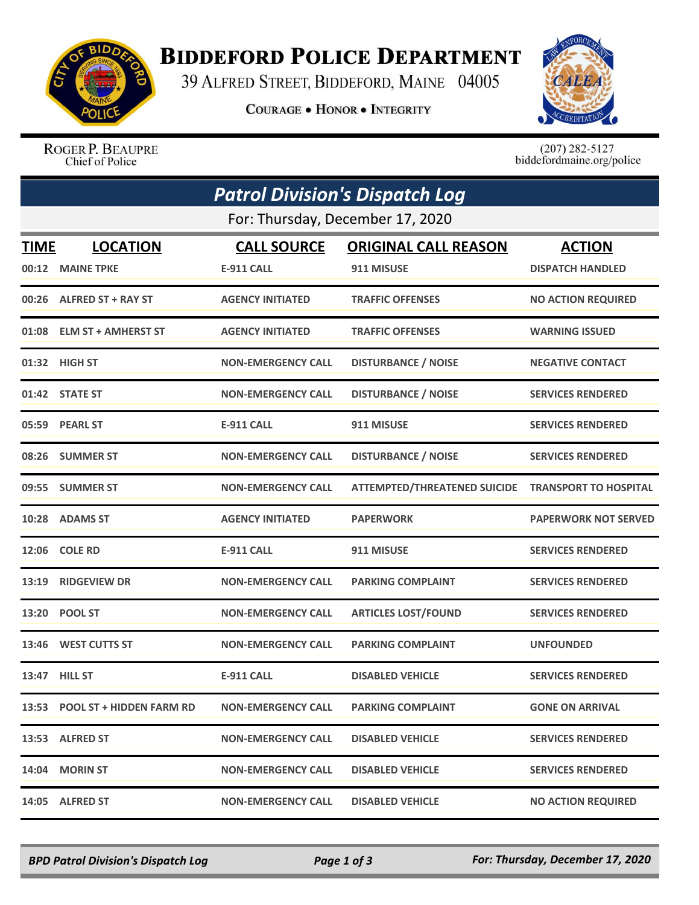# Biddeford Police Department

39 Alfred Street, Biddeford, Maine 04005

Courage • Honor • Integrity

Roger P. Beaupre
Chief of Police

(207) 282-5127
biddefordmaine.org/police

## Patrol Division's Dispatch Log

For: Thursday, December 17, 2020

| TIME | LOCATION | CALL SOURCE | ORIGINAL CALL REASON | ACTION |
|---|---|---|---|---|
| 00:12 | MAINE TPKE | E-911 CALL | 911 MISUSE | DISPATCH HANDLED |
| 00:26 | ALFRED ST + RAY ST | AGENCY INITIATED | TRAFFIC OFFENSES | NO ACTION REQUIRED |
| 01:08 | ELM ST + AMHERST ST | AGENCY INITIATED | TRAFFIC OFFENSES | WARNING ISSUED |
| 01:32 | HIGH ST | NON-EMERGENCY CALL | DISTURBANCE / NOISE | NEGATIVE CONTACT |
| 01:42 | STATE ST | NON-EMERGENCY CALL | DISTURBANCE / NOISE | SERVICES RENDERED |
| 05:59 | PEARL ST | E-911 CALL | 911 MISUSE | SERVICES RENDERED |
| 08:26 | SUMMER ST | NON-EMERGENCY CALL | DISTURBANCE / NOISE | SERVICES RENDERED |
| 09:55 | SUMMER ST | NON-EMERGENCY CALL | ATTEMPTED/THREATENED SUICIDE | TRANSPORT TO HOSPITAL |
| 10:28 | ADAMS ST | AGENCY INITIATED | PAPERWORK | PAPERWORK NOT SERVED |
| 12:06 | COLE RD | E-911 CALL | 911 MISUSE | SERVICES RENDERED |
| 13:19 | RIDGEVIEW DR | NON-EMERGENCY CALL | PARKING COMPLAINT | SERVICES RENDERED |
| 13:20 | POOL ST | NON-EMERGENCY CALL | ARTICLES LOST/FOUND | SERVICES RENDERED |
| 13:46 | WEST CUTTS ST | NON-EMERGENCY CALL | PARKING COMPLAINT | UNFOUNDED |
| 13:47 | HILL ST | E-911 CALL | DISABLED VEHICLE | SERVICES RENDERED |
| 13:53 | POOL ST + HIDDEN FARM RD | NON-EMERGENCY CALL | PARKING COMPLAINT | GONE ON ARRIVAL |
| 13:53 | ALFRED ST | NON-EMERGENCY CALL | DISABLED VEHICLE | SERVICES RENDERED |
| 14:04 | MORIN ST | NON-EMERGENCY CALL | DISABLED VEHICLE | SERVICES RENDERED |
| 14:05 | ALFRED ST | NON-EMERGENCY CALL | DISABLED VEHICLE | NO ACTION REQUIRED |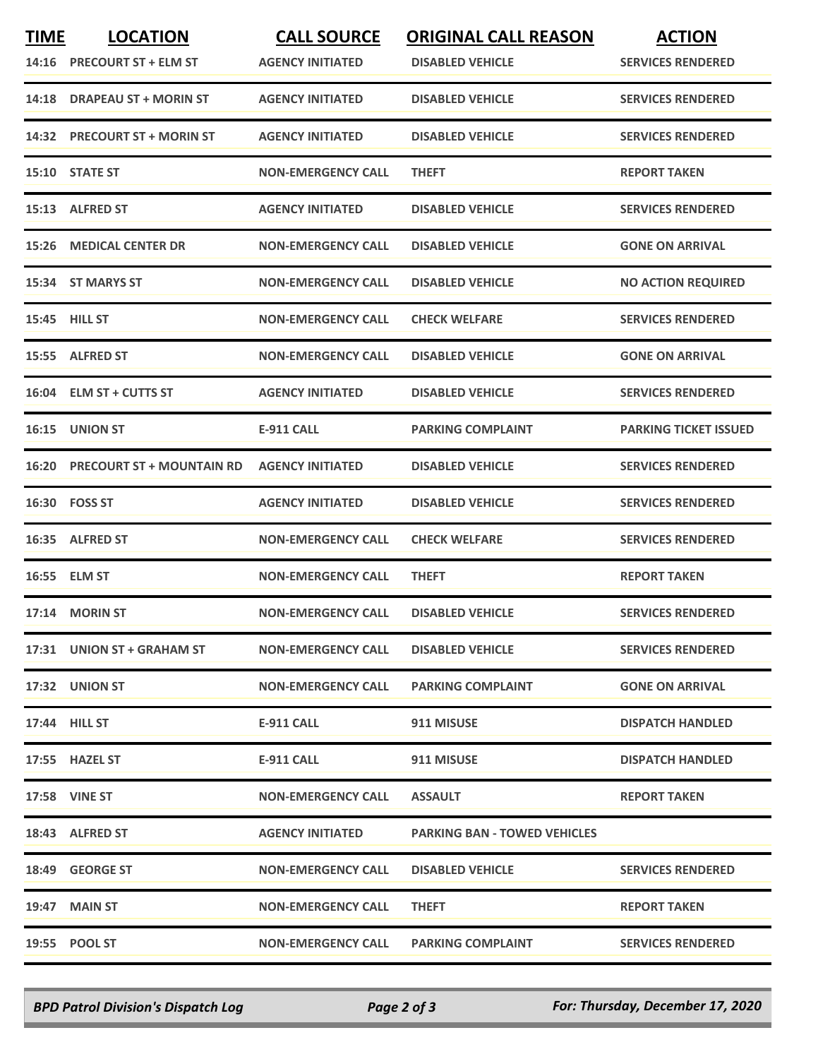| TIME | LOCATION | CALL SOURCE | ORIGINAL CALL REASON | ACTION |
|---|---|---|---|---|
| 14:16 | PRECOURT ST + ELM ST | AGENCY INITIATED | DISABLED VEHICLE | SERVICES RENDERED |
| 14:18 | DRAPEAU ST + MORIN ST | AGENCY INITIATED | DISABLED VEHICLE | SERVICES RENDERED |
| 14:32 | PRECOURT ST + MORIN ST | AGENCY INITIATED | DISABLED VEHICLE | SERVICES RENDERED |
| 15:10 | STATE ST | NON-EMERGENCY CALL | THEFT | REPORT TAKEN |
| 15:13 | ALFRED ST | AGENCY INITIATED | DISABLED VEHICLE | SERVICES RENDERED |
| 15:26 | MEDICAL CENTER DR | NON-EMERGENCY CALL | DISABLED VEHICLE | GONE ON ARRIVAL |
| 15:34 | ST MARYS ST | NON-EMERGENCY CALL | DISABLED VEHICLE | NO ACTION REQUIRED |
| 15:45 | HILL ST | NON-EMERGENCY CALL | CHECK WELFARE | SERVICES RENDERED |
| 15:55 | ALFRED ST | NON-EMERGENCY CALL | DISABLED VEHICLE | GONE ON ARRIVAL |
| 16:04 | ELM ST + CUTTS ST | AGENCY INITIATED | DISABLED VEHICLE | SERVICES RENDERED |
| 16:15 | UNION ST | E-911 CALL | PARKING COMPLAINT | PARKING TICKET ISSUED |
| 16:20 | PRECOURT ST + MOUNTAIN RD | AGENCY INITIATED | DISABLED VEHICLE | SERVICES RENDERED |
| 16:30 | FOSS ST | AGENCY INITIATED | DISABLED VEHICLE | SERVICES RENDERED |
| 16:35 | ALFRED ST | NON-EMERGENCY CALL | CHECK WELFARE | SERVICES RENDERED |
| 16:55 | ELM ST | NON-EMERGENCY CALL | THEFT | REPORT TAKEN |
| 17:14 | MORIN ST | NON-EMERGENCY CALL | DISABLED VEHICLE | SERVICES RENDERED |
| 17:31 | UNION ST + GRAHAM ST | NON-EMERGENCY CALL | DISABLED VEHICLE | SERVICES RENDERED |
| 17:32 | UNION ST | NON-EMERGENCY CALL | PARKING COMPLAINT | GONE ON ARRIVAL |
| 17:44 | HILL ST | E-911 CALL | 911 MISUSE | DISPATCH HANDLED |
| 17:55 | HAZEL ST | E-911 CALL | 911 MISUSE | DISPATCH HANDLED |
| 17:58 | VINE ST | NON-EMERGENCY CALL | ASSAULT | REPORT TAKEN |
| 18:43 | ALFRED ST | AGENCY INITIATED | PARKING BAN - TOWED VEHICLES | |
| 18:49 | GEORGE ST | NON-EMERGENCY CALL | DISABLED VEHICLE | SERVICES RENDERED |
| 19:47 | MAIN ST | NON-EMERGENCY CALL | THEFT | REPORT TAKEN |
| 19:55 | POOL ST | NON-EMERGENCY CALL | PARKING COMPLAINT | SERVICES RENDERED |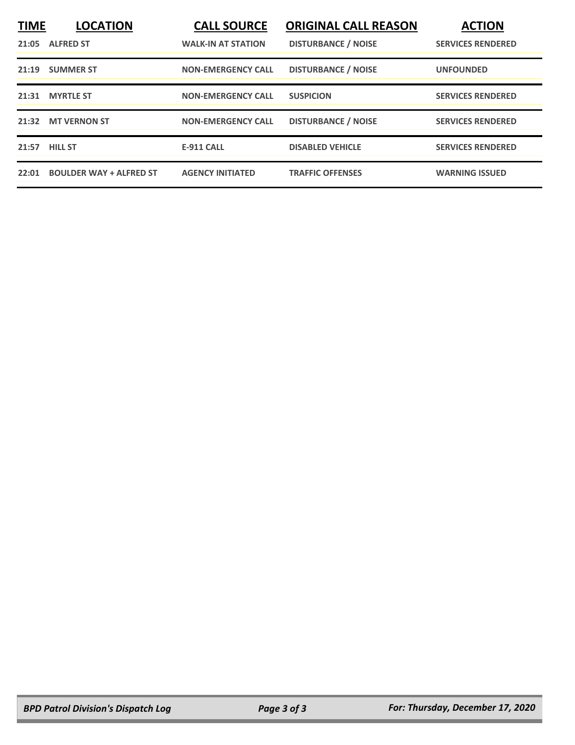| TIME | LOCATION | CALL SOURCE | ORIGINAL CALL REASON | ACTION |
|---|---|---|---|---|
| 21:05 | ALFRED ST | WALK-IN AT STATION | DISTURBANCE / NOISE | SERVICES RENDERED |
| 21:19 | SUMMER ST | NON-EMERGENCY CALL | DISTURBANCE / NOISE | UNFOUNDED |
| 21:31 | MYRTLE ST | NON-EMERGENCY CALL | SUSPICION | SERVICES RENDERED |
| 21:32 | MT VERNON ST | NON-EMERGENCY CALL | DISTURBANCE / NOISE | SERVICES RENDERED |
| 21:57 | HILL ST | E-911 CALL | DISABLED VEHICLE | SERVICES RENDERED |
| 22:01 | BOULDER WAY + ALFRED ST | AGENCY INITIATED | TRAFFIC OFFENSES | WARNING ISSUED |